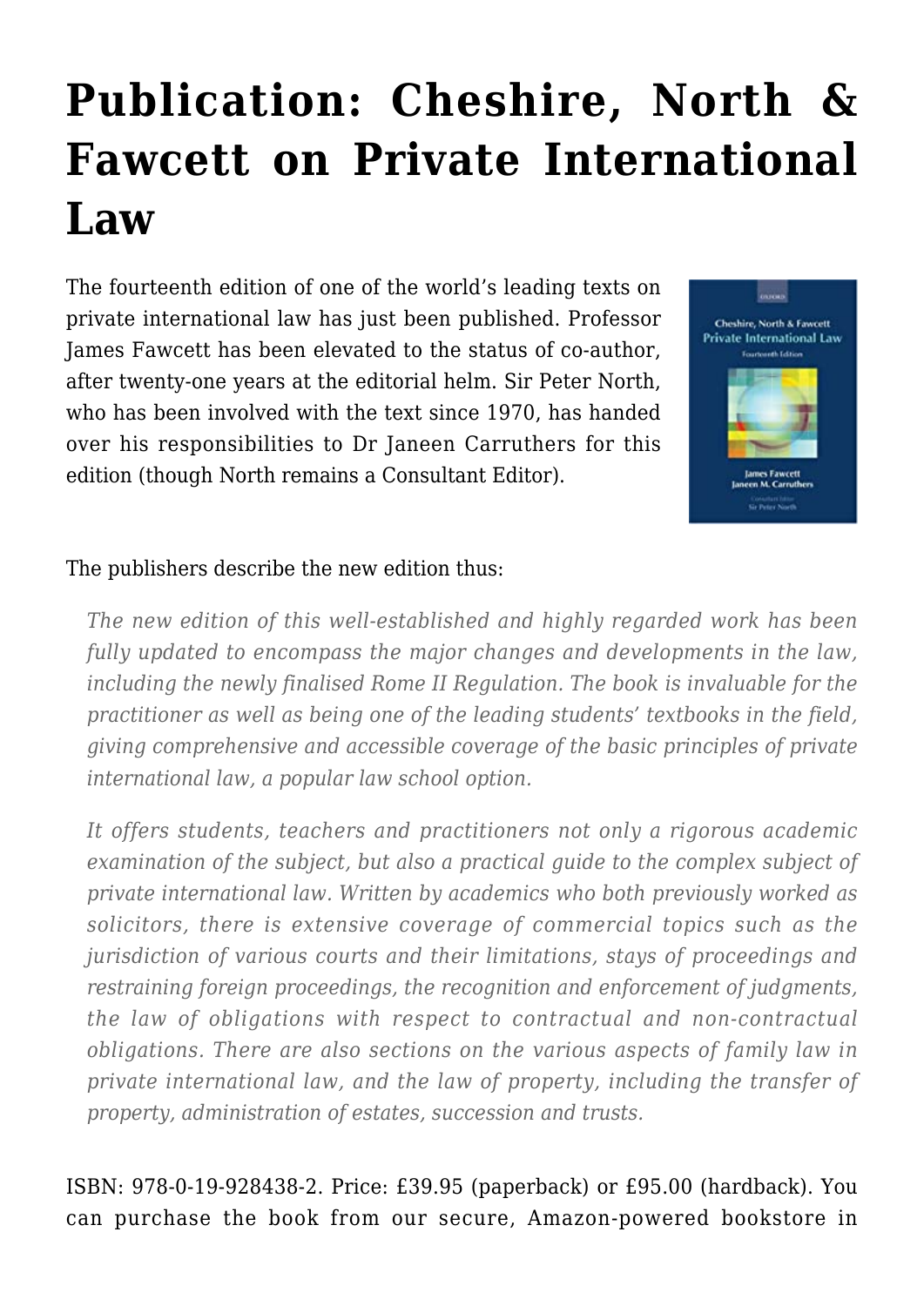# Publication: Cheshire, North & Fawcett on Private International Law

The fourteenth edition of one of the world's leading texts on private international law has just been published. Professor James Fawcett has been elevated to the status of co-author, after twenty-one years at the editorial helm. Sir Peter North, who has been involved with the text since 1970, has handed over his responsibilities to Dr Janeen Carruthers for this edition (though North remains a Consultant Editor).

The publishers describe the new edition thus:

> *The new edition of this well-established and highly regarded work has been fully updated to encompass the major changes and developments in the law, including the newly finalised Rome II Regulation. The book is invaluable for the practitioner as well as being one of the leading students' textbooks in the field, giving comprehensive and accessible coverage of the basic principles of private international law, a popular law school option.*
>
> *It offers students, teachers and practitioners not only a rigorous academic examination of the subject, but also a practical guide to the complex subject of private international law. Written by academics who both previously worked as solicitors, there is extensive coverage of commercial topics such as the jurisdiction of various courts and their limitations, stays of proceedings and restraining foreign proceedings, the recognition and enforcement of judgments, the law of obligations with respect to contractual and non-contractual obligations. There are also sections on the various aspects of family law in private international law, and the law of property, including the transfer of property, administration of estates, succession and trusts.*

ISBN: 978-0-19-928438-2. Price: £39.95 (paperback) or £95.00 (hardback). You can purchase the book from our secure, Amazon-powered bookstore in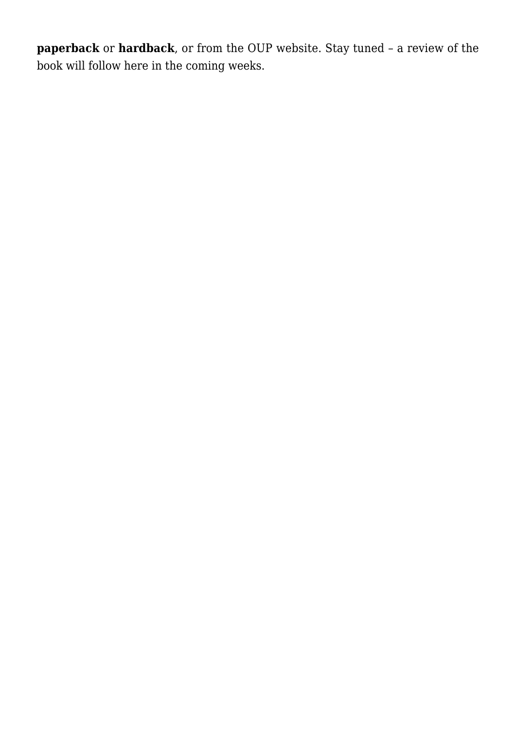**paperback** or **hardback**, or from the OUP website. Stay tuned – a review of the book will follow here in the coming weeks.